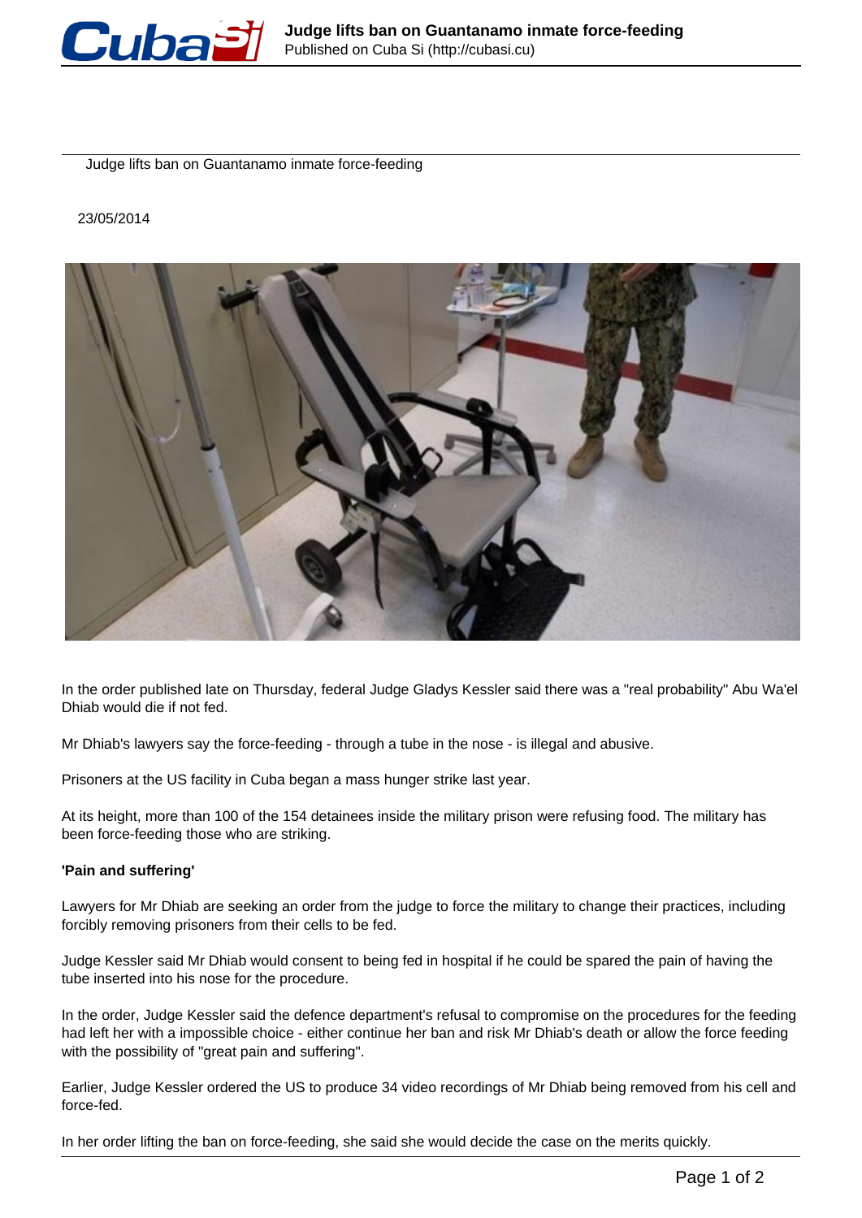# Judge lifts ban on Guantanamo inmate force-feeding

23/05/2014

In the order published late on Thursday, federal Judge Gladys Kessler said there was a "real probability" Abu Wa'el Dhiab would die if not fed.

Mr Dhiab's lawyers say the force-feeding - through a tube in the nose - is illegal and abusive.

Prisoners at the US facility in Cuba began a mass hunger strike last year.

At its height, more than 100 of the 154 detainees inside the military prison were refusing food. The military has been force-feeding those who are striking.

**'Pain and suffering'**

Lawyers for Mr Dhiab are seeking an order from the judge to force the military to change their practices, including forcibly removing prisoners from their cells to be fed.

Judge Kessler said Mr Dhiab would consent to being fed in hospital if he could be spared the pain of having the tube inserted into his nose for the procedure.

In the order, Judge Kessler said the defence department's refusal to compromise on the procedures for the feeding had left her with a impossible choice - either continue her ban and risk Mr Dhiab's death or allow the force feeding with the possibility of "great pain and suffering".

Earlier, Judge Kessler ordered the US to produce 34 video recordings of Mr Dhiab being removed from his cell and force-fed.

In her order lifting the ban on force-feeding, she said she would decide the case on the merits quickly.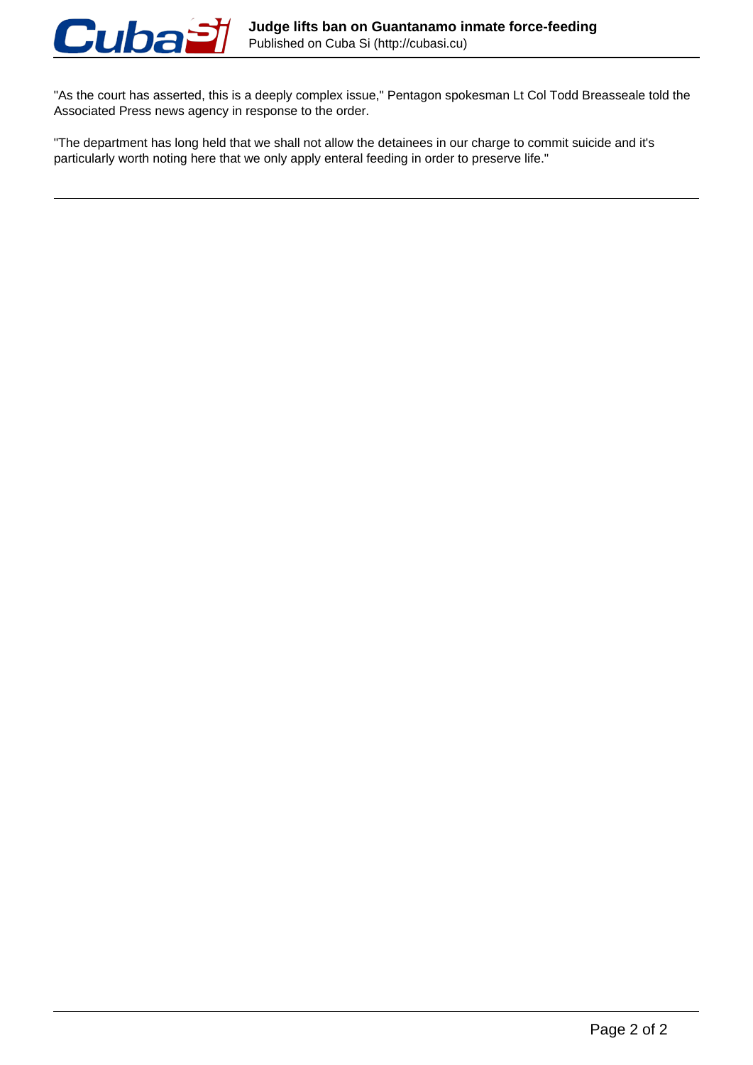"As the court has asserted, this is a deeply complex issue," Pentagon spokesman Lt Col Todd Breasseale told the Associated Press news agency in response to the order.

"The department has long held that we shall not allow the detainees in our charge to commit suicide and it's particularly worth noting here that we only apply enteral feeding in order to preserve life."